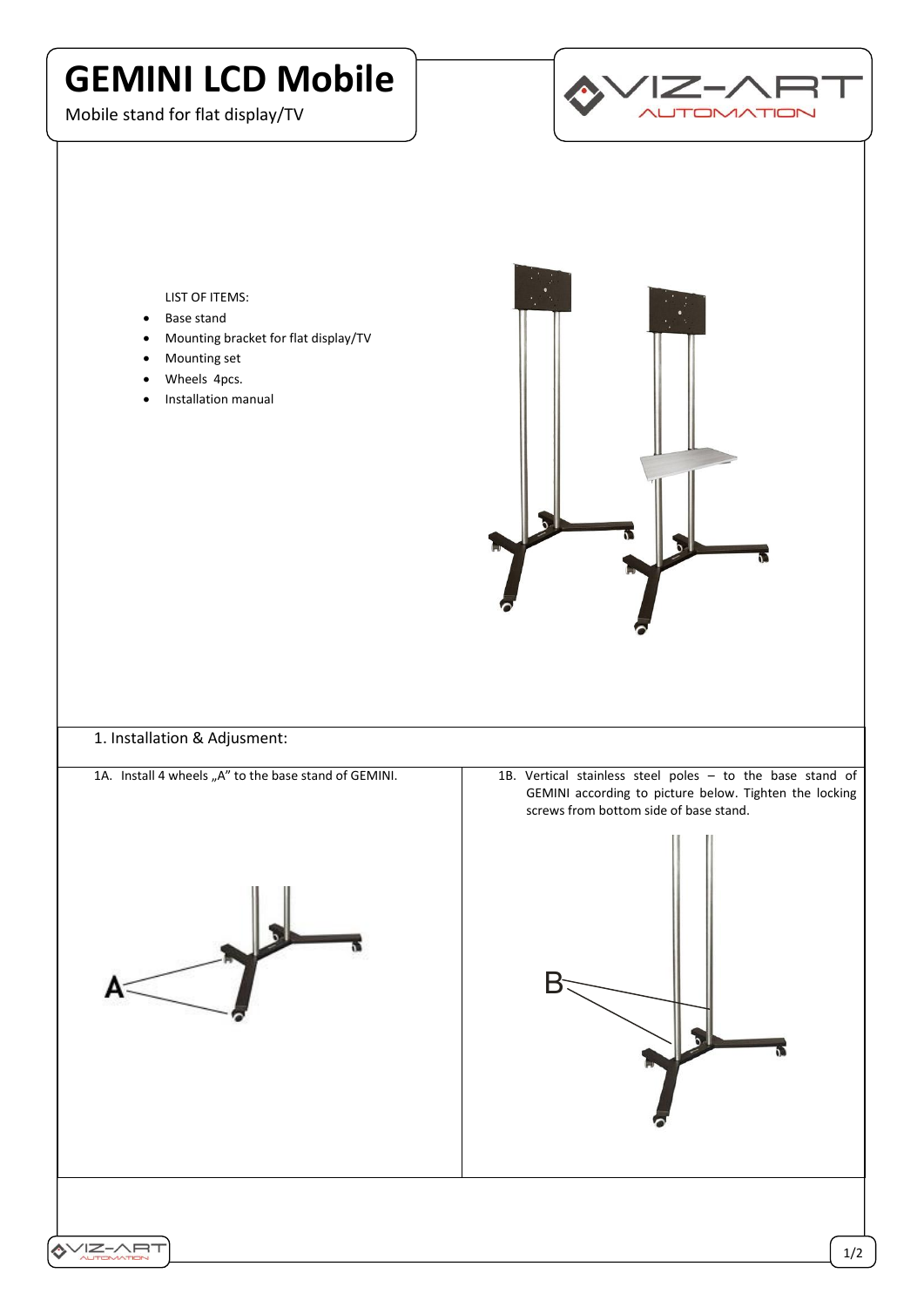# GEMINI LCD Mobile

Mobile stand for flat display/TV

LIST OF ITEMS:

- Base stand
- Mounting bracket for flat display/TV
- Mounting set
- Wheels 4pcs.
- Installation manual

## 1. Installation & Adjusment:

1A. Install 4 wheels „A" to the base stand of GEMINI.

A

1B. Vertical stainless steel poles – to the base stand of GEMINI according to picture below. Tighten the locking screws from bottom side of base stand.

B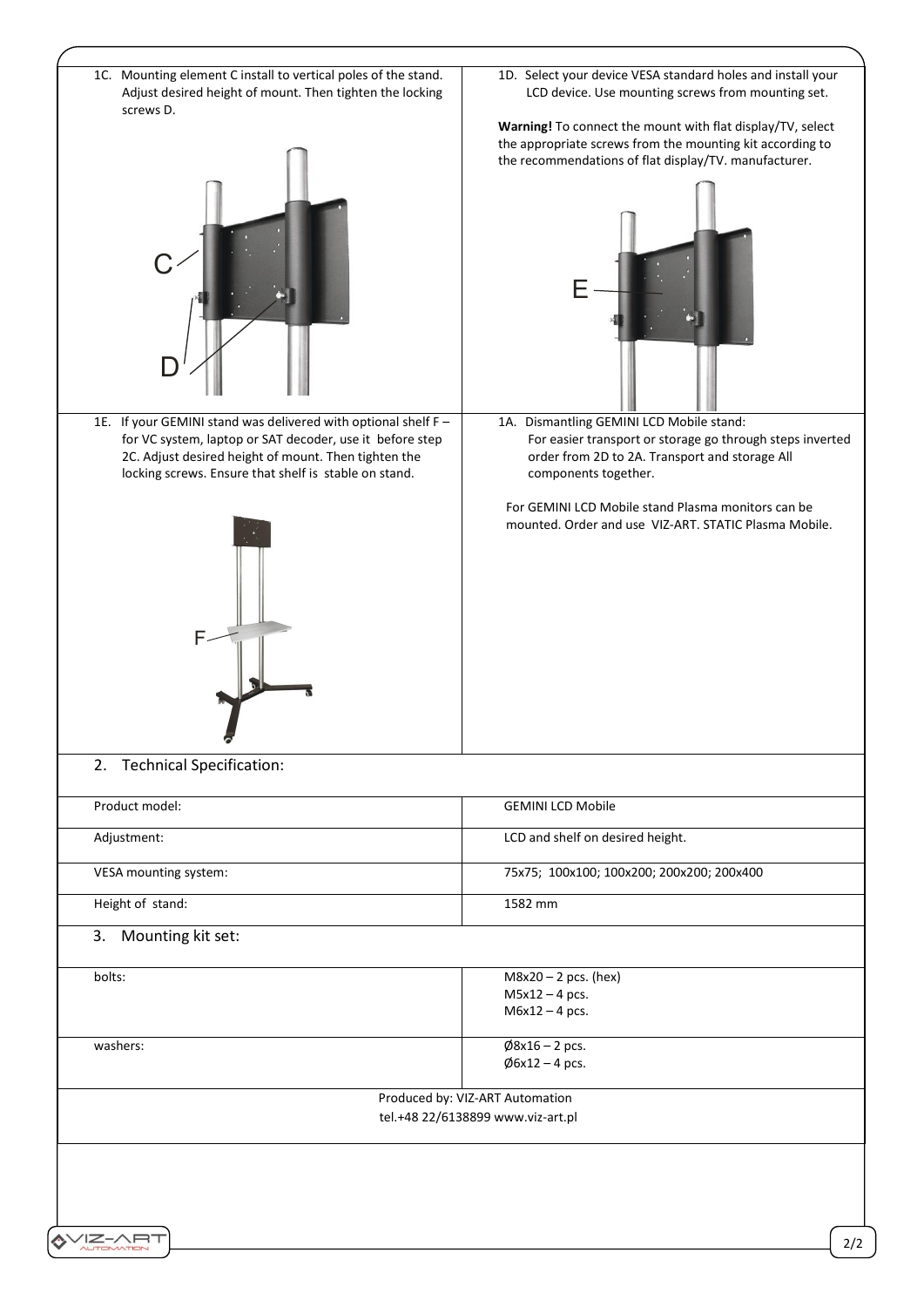1C. Mounting element C install to vertical poles of the stand. Adjust desired height of mount. Then tighten the locking screws D.

1D. Select your device VESA standard holes and install your LCD device. Use mounting screws from mounting set.

**Warning!** To connect the mount with flat display/TV, select the appropriate screws from the mounting kit according to the recommendations of flat display/TV. manufacturer.

1E. If your GEMINI stand was delivered with optional shelf F – for VC system, laptop or SAT decoder, use it before step 2C. Adjust desired height of mount. Then tighten the locking screws. Ensure that shelf is stable on stand.

1A. Dismantling GEMINI LCD Mobile stand:
For easier transport or storage go through steps inverted order from 2D to 2A. Transport and storage All components together.

For GEMINI LCD Mobile stand Plasma monitors can be mounted. Order and use VIZ-ART. STATIC Plasma Mobile.

## 2. Technical Specification:

| | |
|---|---|
| Product model: | GEMINI LCD Mobile |
| Adjustment: | LCD and shelf on desired height. |
| VESA mounting system: | 75x75; 100x100; 100x200; 200x200; 200x400 |
| Height of stand: | 1582 mm |

## 3. Mounting kit set:

| | |
|---|---|
| bolts: | M8x20 – 2 pcs. (hex)<br>M5x12 – 4 pcs.<br>M6x12 – 4 pcs. |
| washers: | Ø8x16 – 2 pcs.<br>Ø6x12 – 4 pcs. |

Produced by: VIZ-ART Automation
tel.+48 22/6138899 www.viz-art.pl